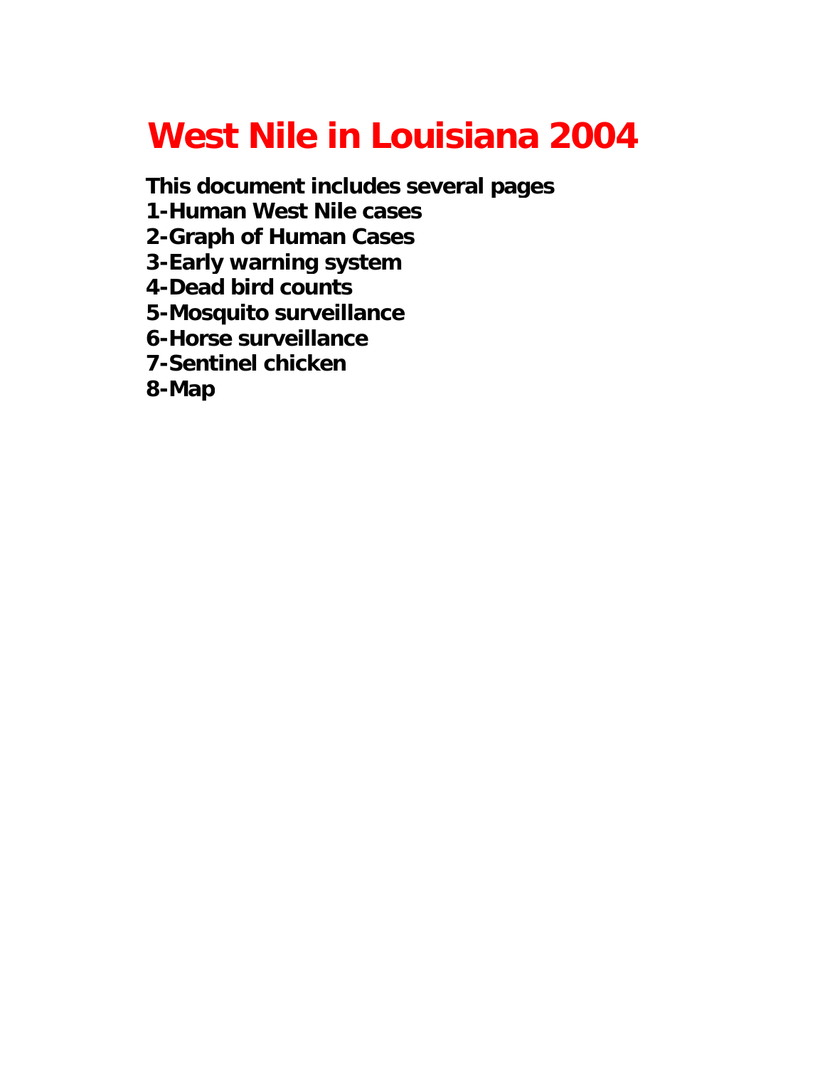# West Nile in Louisiana 2004

**This document includes several pages**
**1-Human West Nile cases**
**2-Graph of Human Cases**
**3-Early warning system**
**4-Dead bird counts**
**5-Mosquito surveillance**
**6-Horse surveillance**
**7-Sentinel chicken**
**8-Map**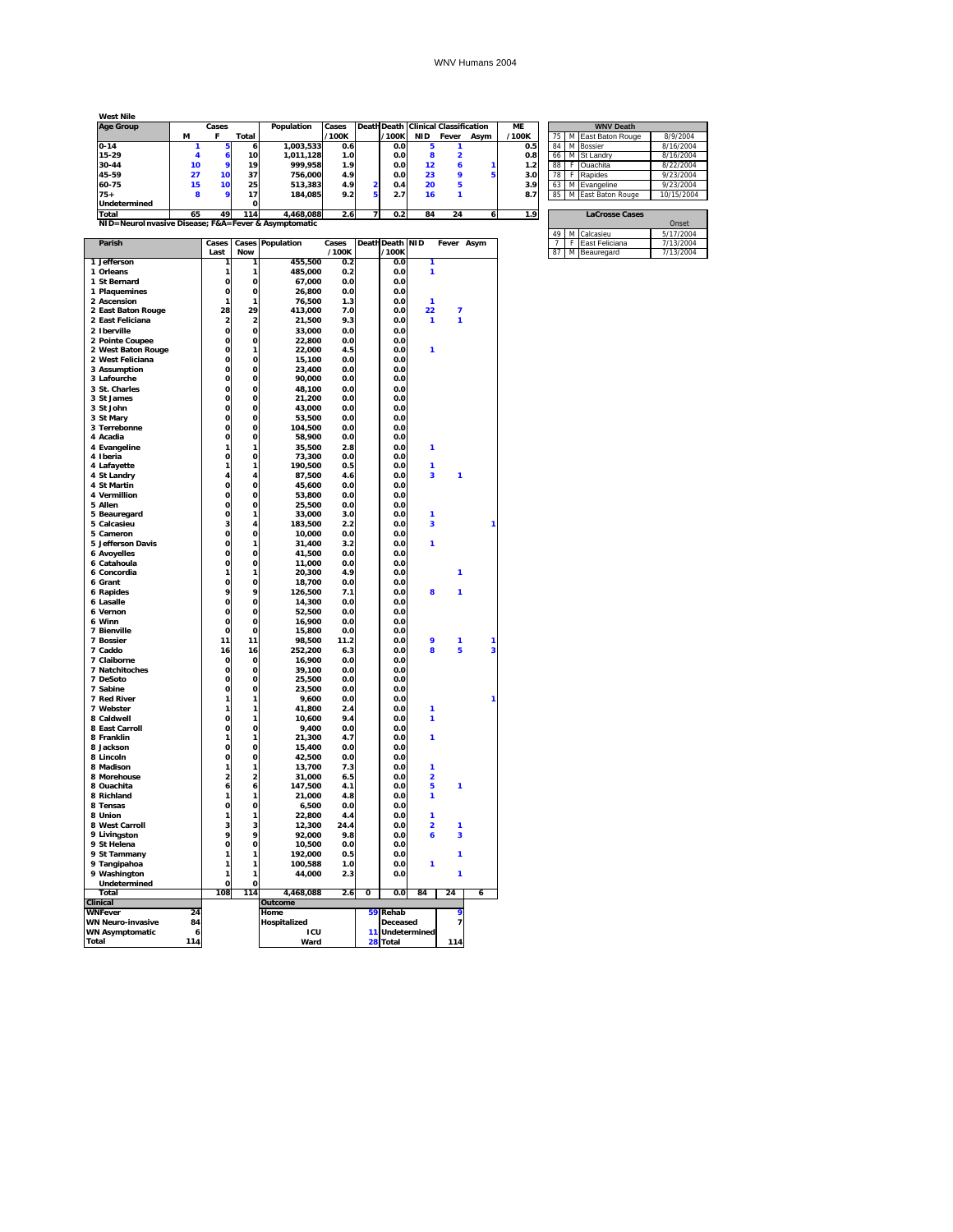WNV Humans 2004

**West Nile**

| Age Group | Cases M | Cases F | Cases Total | Population | Cases /100K | Death | Death /100K | NID | Fever | Asym | ME /100K |
|---|---|---|---|---|---|---|---|---|---|---|---|
| 0-14 | 1 | 5 | 6 | 1,003,533 | 0.6 | | 0.0 | 5 | 1 | | 0.5 |
| 15-29 | 4 | 6 | 10 | 1,011,128 | 1.0 | | 0.0 | 8 | 2 | | 0.8 |
| 30-44 | 10 | 9 | 19 | 999,958 | 1.9 | | 0.0 | 12 | 6 | 1 | 1.2 |
| 45-59 | 27 | 10 | 37 | 756,000 | 4.9 | | 0.0 | 23 | 9 | 5 | 3.0 |
| 60-75 | 15 | 10 | 25 | 513,383 | 4.9 | 2 | 0.4 | 20 | 5 | | 3.9 |
| 75+ | 8 | 9 | 17 | 184,085 | 9.2 | 5 | 2.7 | 16 | 1 | | 8.7 |
| Undetermined | | | 0 | | | | | | | | |
| Total | 65 | 49 | 114 | 4,468,088 | 2.6 | 7 | 0.2 | 84 | 24 | 6 | 1.9 |

NID=NeuroInvasive Disease; F&A=Fever & Asymptomatic

| WNV Death | | | |
|---|---|---|---|
| 75 | M | East Baton Rouge | 8/9/2004 |
| 84 | M | Bossier | 8/16/2004 |
| 66 | M | St Landry | 8/16/2004 |
| 88 | F | Ouachita | 8/22/2004 |
| 78 | F | Rapides | 9/23/2004 |
| 63 | M | Evangeline | 9/23/2004 |
| 85 | M | East Baton Rouge | 10/15/2004 |

| LaCrosse Cases | | | Onset |
|---|---|---|---|
| 49 | M | Calcasieu | 5/17/2004 |
| 7 | F | East Feliciana | 7/13/2004 |
| 87 | M | Beauregard | 7/13/2004 |

| Parish | Cases Last | Cases Now | Population | Cases /100K | Death | Death /100K | NID | Fever | Asym |
|---|---|---|---|---|---|---|---|---|---|
| 1 Jefferson | 1 | 1 | 455,500 | 0.2 | | 0.0 | 1 | | |
| 1 Orleans | 1 | 1 | 485,000 | 0.2 | | 0.0 | 1 | | |
| 1 St Bernard | 0 | 0 | 67,000 | 0.0 | | 0.0 | | | |
| 1 Plaquemines | 0 | 0 | 26,800 | 0.0 | | 0.0 | | | |
| 2 Ascension | 1 | 1 | 76,500 | 1.3 | | 0.0 | 1 | | |
| 2 East Baton Rouge | 28 | 29 | 413,000 | 7.0 | | 0.0 | 22 | 7 | |
| 2 East Feliciana | 2 | 2 | 21,500 | 9.3 | | 0.0 | 1 | 1 | |
| 2 Iberville | 0 | 0 | 33,000 | 0.0 | | 0.0 | | | |
| 2 Pointe Coupee | 0 | 0 | 22,800 | 0.0 | | 0.0 | | | |
| 2 West Baton Rouge | 0 | 1 | 22,000 | 4.5 | | 0.0 | 1 | | |
| 2 West Feliciana | 0 | 0 | 15,100 | 0.0 | | 0.0 | | | |
| 3 Assumption | 0 | 0 | 23,400 | 0.0 | | 0.0 | | | |
| 3 Lafourche | 0 | 0 | 90,000 | 0.0 | | 0.0 | | | |
| 3 St. Charles | 0 | 0 | 48,100 | 0.0 | | 0.0 | | | |
| 3 St James | 0 | 0 | 21,200 | 0.0 | | 0.0 | | | |
| 3 St John | 0 | 0 | 43,000 | 0.0 | | 0.0 | | | |
| 3 St Mary | 0 | 0 | 53,500 | 0.0 | | 0.0 | | | |
| 3 Terrebonne | 0 | 0 | 104,500 | 0.0 | | 0.0 | | | |
| 4 Acadia | 0 | 0 | 58,900 | 0.0 | | 0.0 | | | |
| 4 Evangeline | 1 | 1 | 35,500 | 2.8 | | 0.0 | 1 | | |
| 4 Iberia | 0 | 0 | 73,300 | 0.0 | | 0.0 | | | |
| 4 Lafayette | 1 | 1 | 190,500 | 0.5 | | 0.0 | 1 | | |
| 4 St Landry | 4 | 4 | 87,500 | 4.6 | | 0.0 | 3 | 1 | |
| 4 St Martin | 0 | 0 | 45,600 | 0.0 | | 0.0 | | | |
| 4 Vermillion | 0 | 0 | 53,800 | 0.0 | | 0.0 | | | |
| 5 Allen | 0 | 0 | 25,500 | 0.0 | | 0.0 | | | |
| 5 Beauregard | 0 | 1 | 33,000 | 3.0 | | 0.0 | 1 | | |
| 5 Calcasieu | 3 | 4 | 183,500 | 2.2 | | 0.0 | 3 | | 1 |
| 5 Cameron | 0 | 0 | 10,000 | 0.0 | | 0.0 | | | |
| 5 Jefferson Davis | 0 | 1 | 31,400 | 3.2 | | 0.0 | 1 | | |
| 6 Avoyelles | 0 | 0 | 41,500 | 0.0 | | 0.0 | | | |
| 6 Catahoula | 0 | 0 | 11,000 | 0.0 | | 0.0 | | | |
| 6 Concordia | 1 | 1 | 20,300 | 4.9 | | 0.0 | | 1 | |
| 6 Grant | 0 | 0 | 18,700 | 0.0 | | 0.0 | | | |
| 6 Rapides | 9 | 9 | 126,500 | 7.1 | | 0.0 | 8 | 1 | |
| 6 Lasalle | 0 | 0 | 14,300 | 0.0 | | 0.0 | | | |
| 6 Vernon | 0 | 0 | 52,500 | 0.0 | | 0.0 | | | |
| 6 Winn | 0 | 0 | 16,900 | 0.0 | | 0.0 | | | |
| 7 Bienville | 0 | 0 | 15,800 | 0.0 | | 0.0 | | | |
| 7 Bossier | 11 | 11 | 98,500 | 11.2 | | 0.0 | 9 | 1 | 1 |
| 7 Caddo | 16 | 16 | 252,200 | 6.3 | | 0.0 | 8 | 5 | 3 |
| 7 Claiborne | 0 | 0 | 16,900 | 0.0 | | 0.0 | | | |
| 7 Natchitoches | 0 | 0 | 39,100 | 0.0 | | 0.0 | | | |
| 7 DeSoto | 0 | 0 | 25,500 | 0.0 | | 0.0 | | | |
| 7 Sabine | 0 | 0 | 23,500 | 0.0 | | 0.0 | | | |
| 7 Red River | 1 | 1 | 9,600 | 0.0 | | 0.0 | | | 1 |
| 7 Webster | 1 | 1 | 41,800 | 2.4 | | 0.0 | 1 | | |
| 8 Caldwell | 0 | 1 | 10,600 | 9.4 | | 0.0 | 1 | | |
| 8 East Carroll | 0 | 0 | 9,400 | 0.0 | | 0.0 | | | |
| 8 Franklin | 1 | 1 | 21,300 | 4.7 | | 0.0 | 1 | | |
| 8 Jackson | 0 | 0 | 15,400 | 0.0 | | 0.0 | | | |
| 8 Lincoln | 0 | 0 | 42,500 | 0.0 | | 0.0 | | | |
| 8 Madison | 1 | 1 | 13,700 | 7.3 | | 0.0 | 1 | | |
| 8 Morehouse | 2 | 2 | 31,000 | 6.5 | | 0.0 | 2 | | |
| 8 Ouachita | 6 | 6 | 147,500 | 4.1 | | 0.0 | 5 | 1 | |
| 8 Richland | 1 | 1 | 21,000 | 4.8 | | 0.0 | 1 | | |
| 8 Tensas | 0 | 0 | 6,500 | 0.0 | | 0.0 | | | |
| 8 Union | 1 | 1 | 22,800 | 4.4 | | 0.0 | 1 | | |
| 8 West Carroll | 3 | 3 | 12,300 | 24.4 | | 0.0 | 2 | 1 | |
| 9 Livingston | 9 | 9 | 92,000 | 9.8 | | 0.0 | 6 | 3 | |
| 9 St Helena | 0 | 0 | 10,500 | 0.0 | | 0.0 | | | |
| 9 St Tammany | 1 | 1 | 192,000 | 0.5 | | 0.0 | | 1 | |
| 9 Tangipahoa | 1 | 1 | 100,588 | 1.0 | | 0.0 | 1 | | |
| 9 Washington | 1 | 1 | 44,000 | 2.3 | | 0.0 | | 1 | |
| Undetermined | 0 | 0 | | | | | | | |
| Total | 108 | 114 | 4,468,088 | 2.6 | 0 | 0.0 | 84 | 24 | 6 |

| Clinical | |
|---|---|
| WNFever | 24 |
| WN Neuro-invasive | 84 |
| WN Asymptomatic | 6 |
| Total | 114 |

| Outcome | | | |
|---|---|---|---|
| Home | 59 | Rehab | 9 |
| Hospitalized | | Deceased | 7 |
| ICU | 11 | Undetermined | |
| Ward | 28 | Total | 114 |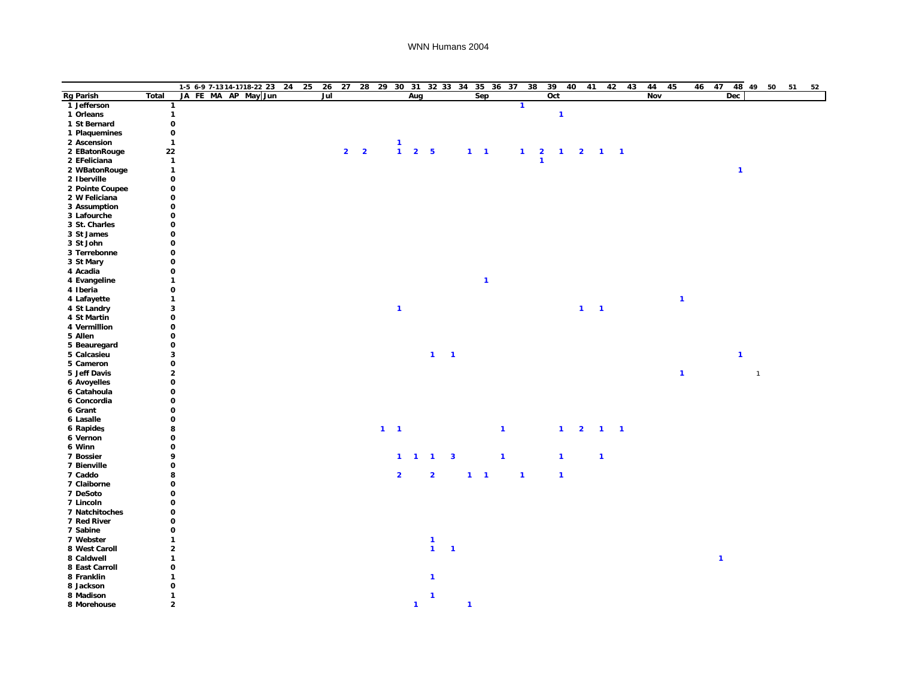# WNN Humans 2004

| Rg | Parish | Total | 1-5 | 6-9 | 7-13 | 14-17 | 18-22 | 23 | 24 | 25 | 26 | 27 | 28 | 29 | 30 | 31 | 32 | 33 | 34 | 35 | 36 | 37 | 38 | 39 | 40 | 41 | 42 | 43 | 44 | 45 | 46 | 47 | 48 | 49 | 50 | 51 | 52 |
|---|---|---|---|---|---|---|---|---|---|---|---|---|---|---|---|---|---|---|---|---|---|---|---|---|---|---|---|---|---|---|---|---|---|---|---|---|---|
| | | | JA | FE | MA | AP | May | Jun | | | Jul | | | | | Aug | | | | Sep | | | | Oct | | | | | Nov | | | | Dec | | | | |
| 1 | Jefferson | 1 | | | | | | | | | | | | | | | | | | | | 1 | | | | | | | | | | | | | | | |
| 1 | Orleans | 1 | | | | | | | | | | | | | | | | | | | | | | 1 | | | | | | | | | | | | | |
| 1 | St Bernard | 0 | | | | | | | | | | | | | | | | | | | | | | | | | | | | | | | | | | | |
| 1 | Plaquemines | 0 | | | | | | | | | | | | | | | | | | | | | | | | | | | | | | | | | | | |
| 2 | Ascension | 1 | | | | | | | | | | | | | 1 | | | | | | | | | | | | | | | | | | | | | | |
| 2 | EBatonRouge | 22 | | | | | | | | | | 2 | 2 | | 1 | 2 | 5 | | 1 | 1 | | 1 | 2 | 1 | 2 | 1 | 1 | | | | | | | | | | |
| 2 | EFeliciana | 1 | | | | | | | | | | | | | | | | | | | | | 1 | | | | | | | | | | | | | | |
| 2 | WBatonRouge | 1 | | | | | | | | | | | | | | | | | | | | | | | | | | | | | | | 1 | | | | |
| 2 | Iberville | 0 | | | | | | | | | | | | | | | | | | | | | | | | | | | | | | | | | | | |
| 2 | Pointe Coupee | 0 | | | | | | | | | | | | | | | | | | | | | | | | | | | | | | | | | | | |
| 2 | W Feliciana | 0 | | | | | | | | | | | | | | | | | | | | | | | | | | | | | | | | | | | |
| 3 | Assumption | 0 | | | | | | | | | | | | | | | | | | | | | | | | | | | | | | | | | | | |
| 3 | Lafourche | 0 | | | | | | | | | | | | | | | | | | | | | | | | | | | | | | | | | | | |
| 3 | St. Charles | 0 | | | | | | | | | | | | | | | | | | | | | | | | | | | | | | | | | | | |
| 3 | St James | 0 | | | | | | | | | | | | | | | | | | | | | | | | | | | | | | | | | | | |
| 3 | St John | 0 | | | | | | | | | | | | | | | | | | | | | | | | | | | | | | | | | | | |
| 3 | Terrebonne | 0 | | | | | | | | | | | | | | | | | | | | | | | | | | | | | | | | | | | |
| 3 | St Mary | 0 | | | | | | | | | | | | | | | | | | | | | | | | | | | | | | | | | | | |
| 4 | Acadia | 0 | | | | | | | | | | | | | | | | | | | | | | | | | | | | | | | | | | | |
| 4 | Evangeline | 1 | | | | | | | | | | | | | | | | | | 1 | | | | | | | | | | | | | | | | | |
| 4 | Iberia | 0 | | | | | | | | | | | | | | | | | | | | | | | | | | | | | | | | | | | |
| 4 | Lafayette | 1 | | | | | | | | | | | | | | | | | | | | | | | | | | | | 1 | | | | | | | |
| 4 | St Landry | 3 | | | | | | | | | | | | | 1 | | | | | | | | | | 1 | 1 | | | | | | | | | | | |
| 4 | St Martin | 0 | | | | | | | | | | | | | | | | | | | | | | | | | | | | | | | | | | | |
| 4 | Vermillion | 0 | | | | | | | | | | | | | | | | | | | | | | | | | | | | | | | | | | | |
| 5 | Allen | 0 | | | | | | | | | | | | | | | | | | | | | | | | | | | | | | | | | | | |
| 5 | Beauregard | 0 | | | | | | | | | | | | | | | | | | | | | | | | | | | | | | | | | | | |
| 5 | Calcasieu | 3 | | | | | | | | | | | | | | | 1 | 1 | | | | | | | | | | | | | | | 1 | | | | |
| 5 | Cameron | 0 | | | | | | | | | | | | | | | | | | | | | | | | | | | | | | | | | | | |
| 5 | Jeff Davis | 2 | | | | | | | | | | | | | | | | | | | | | | | | | | | | 1 | | | | 1 | | | |
| 6 | Avoyelles | 0 | | | | | | | | | | | | | | | | | | | | | | | | | | | | | | | | | | | |
| 6 | Catahoula | 0 | | | | | | | | | | | | | | | | | | | | | | | | | | | | | | | | | | | |
| 6 | Concordia | 0 | | | | | | | | | | | | | | | | | | | | | | | | | | | | | | | | | | | |
| 6 | Grant | 0 | | | | | | | | | | | | | | | | | | | | | | | | | | | | | | | | | | | |
| 6 | Lasalle | 0 | | | | | | | | | | | | | | | | | | | | | | | | | | | | | | | | | | | |
| 6 | Rapides | 8 | | | | | | | | | | | | 1 | 1 | | | | | | 1 | | | 1 | 2 | 1 | 1 | | | | | | | | | | |
| 6 | Vernon | 0 | | | | | | | | | | | | | | | | | | | | | | | | | | | | | | | | | | | |
| 6 | Winn | 0 | | | | | | | | | | | | | | | | | | | | | | | | | | | | | | | | | | | |
| 7 | Bossier | 9 | | | | | | | | | | | | | 1 | 1 | 1 | 3 | | | 1 | | | 1 | | 1 | | | | | | | | | | | |
| 7 | Bienville | 0 | | | | | | | | | | | | | | | | | | | | | | | | | | | | | | | | | | | |
| 7 | Caddo | 8 | | | | | | | | | | | | | 2 | | 2 | | 1 | 1 | | 1 | | 1 | | | | | | | | | | | | | |
| 7 | Claiborne | 0 | | | | | | | | | | | | | | | | | | | | | | | | | | | | | | | | | | | |
| 7 | DeSoto | 0 | | | | | | | | | | | | | | | | | | | | | | | | | | | | | | | | | | | |
| 7 | Lincoln | 0 | | | | | | | | | | | | | | | | | | | | | | | | | | | | | | | | | | | |
| 7 | Natchitoches | 0 | | | | | | | | | | | | | | | | | | | | | | | | | | | | | | | | | | | |
| 7 | Red River | 0 | | | | | | | | | | | | | | | | | | | | | | | | | | | | | | | | | | | |
| 7 | Sabine | 0 | | | | | | | | | | | | | | | | | | | | | | | | | | | | | | | | | | | |
| 7 | Webster | 1 | | | | | | | | | | | | | | | 1 | | | | | | | | | | | | | | | | | | | | |
| 8 | West Caroll | 2 | | | | | | | | | | | | | | | 1 | 1 | | | | | | | | | | | | | | | | | | | |
| 8 | Caldwell | 1 | | | | | | | | | | | | | | | | | | | | | | | | | | | | | | 1 | | | | | |
| 8 | East Carroll | 0 | | | | | | | | | | | | | | | | | | | | | | | | | | | | | | | | | | | |
| 8 | Franklin | 1 | | | | | | | | | | | | | | | 1 | | | | | | | | | | | | | | | | | | | | |
| 8 | Jackson | 0 | | | | | | | | | | | | | | | | | | | | | | | | | | | | | | | | | | | |
| 8 | Madison | 1 | | | | | | | | | | | | | | | 1 | | | | | | | | | | | | | | | | | | | | |
| 8 | Morehouse | 2 | | | | | | | | | | | | | | 1 | | | 1 | | | | | | | | | | | | | | | | | | |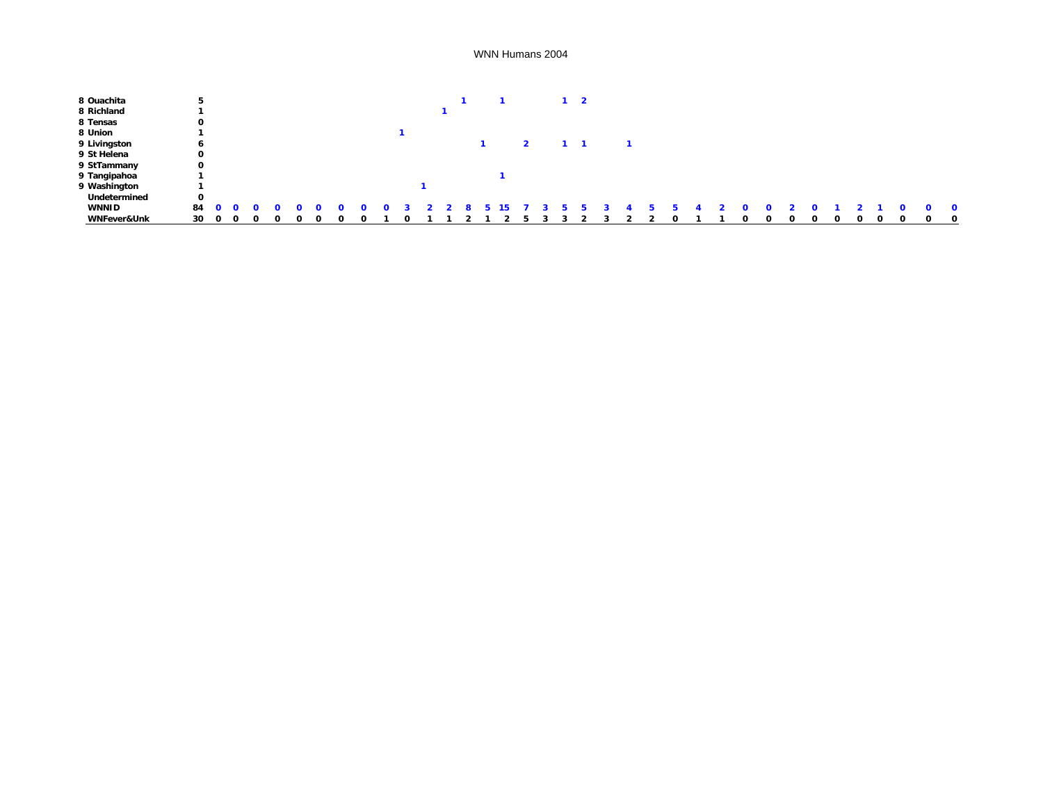# WNN Humans 2004

| | | | | | | | | | | | | | | | | | | | | | | | | | | | | | | | | | | | | |
|---|---|---|---|---|---|---|---|---|---|---|---|---|---|---|---|---|---|---|---|---|---|---|---|---|---|---|---|---|---|---|---|---|---|---|---|---|
| 8 Ouachita | 5 | | | | | | | | | | | | | 1 | | 1 | | | 1 | 2 | | | | | | | | | | | | | | | | |
| 8 Richland | 1 | | | | | | | | | | | | 1 | | | | | | | | | | | | | | | | | | | | | | | |
| 8 Tensas | 0 | | | | | | | | | | | | | | | | | | | | | | | | | | | | | | | | | | | |
| 8 Union | 1 | | | | | | | | | | 1 | | | | | | | | | | | | | | | | | | | | | | | | | |
| 9 Livingston | 6 | | | | | | | | | | | | | | 1 | | 2 | | 1 | 1 | | 1 | | | | | | | | | | | | | | |
| 9 St Helena | 0 | | | | | | | | | | | | | | | | | | | | | | | | | | | | | | | | | | | |
| 9 StTammany | 0 | | | | | | | | | | | | | | | | | | | | | | | | | | | | | | | | | | | |
| 9 Tangipahoa | 1 | | | | | | | | | | | | | | | 1 | | | | | | | | | | | | | | | | | | | | |
| 9 Washington | 1 | | | | | | | | | | | 1 | | | | | | | | | | | | | | | | | | | | | | | | |
| Undetermined | 0 | | | | | | | | | | | | | | | | | | | | | | | | | | | | | | | | | | | |
| WNNID | 84 | 0 | 0 | 0 | 0 | 0 | 0 | 0 | 0 | 0 | 3 | 2 | 2 | 8 | 5 | 15 | 7 | 3 | 5 | 5 | 3 | 4 | 5 | 5 | 4 | 2 | 0 | 0 | 2 | 0 | 1 | 2 | 1 | 0 | 0 | 0 |
| WNFever&Unk | 30 | 0 | 0 | 0 | 0 | 0 | 0 | 0 | 0 | 1 | 0 | 1 | 1 | 2 | 1 | 2 | 5 | 3 | 3 | 2 | 3 | 2 | 2 | 0 | 1 | 1 | 0 | 0 | 0 | 0 | 0 | 0 | 0 | 0 | 0 | 0 |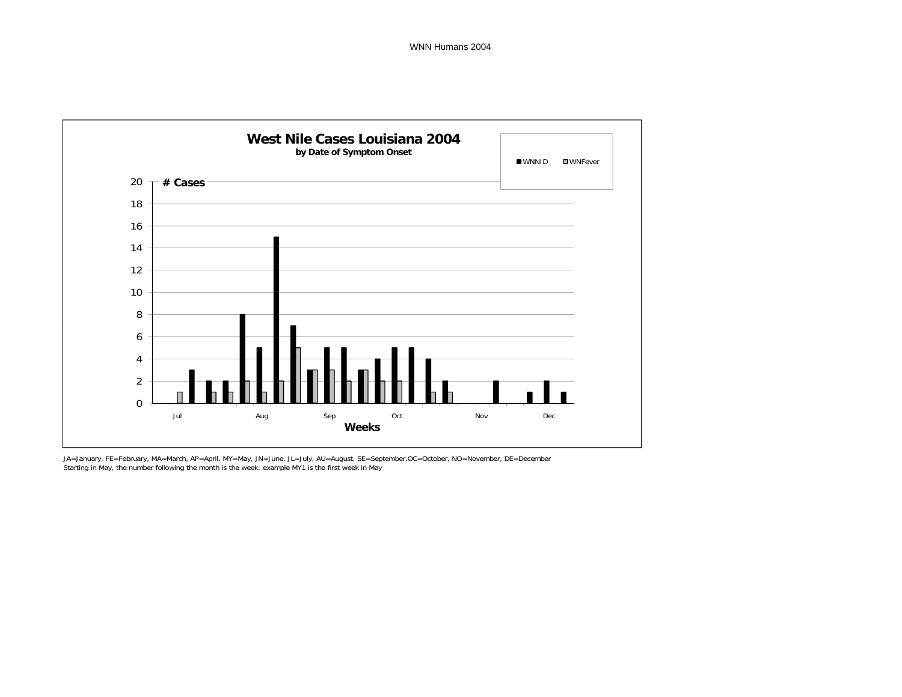WNN Humans 2004

**West Nile Cases Louisiana 2004**

**by Date of Symptom Onset**

■ WNNID □ WNFever

**# Cases**

20
18
16
14
12
10
8
6
4
2
0

Jul Aug Sep Oct Nov Dec

**Weeks**

JA=January, FE=February, MA=March, AP=April, MY=May, JN=June, JL=July, AU=August, SE=September,OC=October, NO=November, DE=December
Starting in May, the number following the month is the week: example MY1 is the first week in May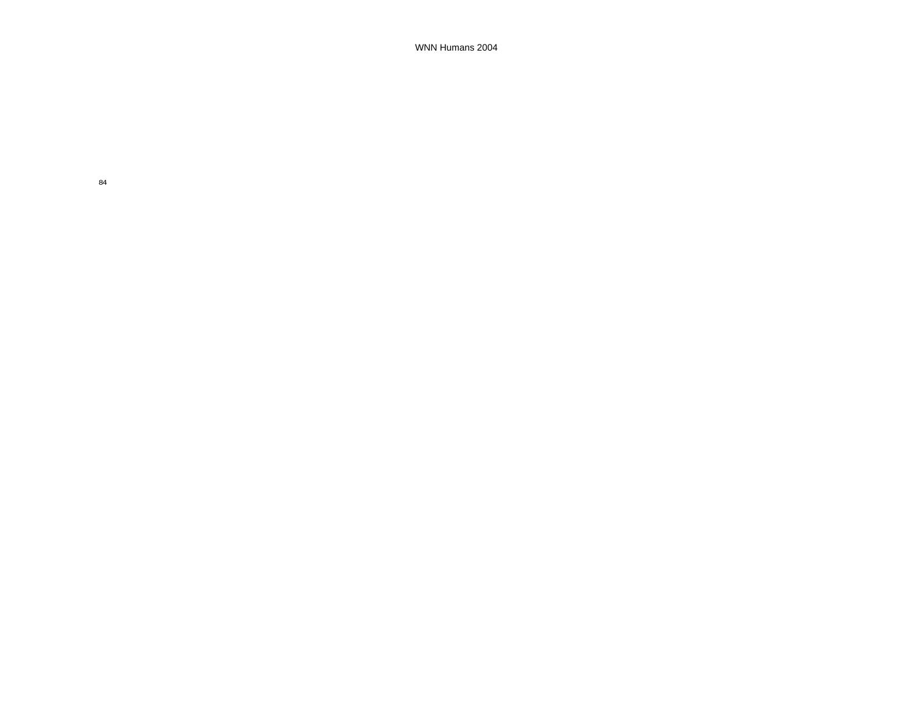84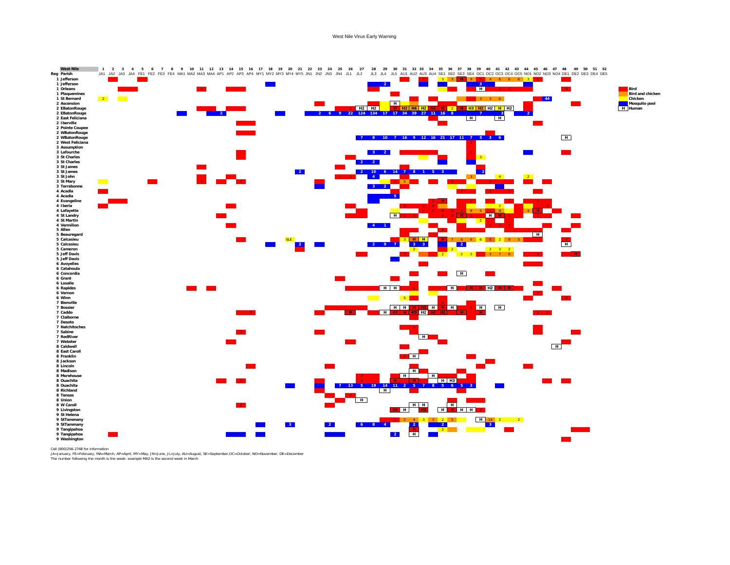# West Nile Virus Early Warning

The weekly grid of colored cells (counts and "H" marks by parish and week) could not be transcribed cell by cell. Only the row labels, column headers, legend and notes are reproduced below.

**Legend:**
- Bird
- Bird and chicken
- Chicken
- Mosquito pool
- H Human

**Column headers (West Nile weeks 1–52):** 1 JA1, 2 JA2, 3 JA3, 4 JA4, 5 FE1, 6 FE2, 7 FE3, 8 FE4, 9 MA1, 10 MA2, 11 MA3, 12 MA4, 13 AP1, 14 AP2, 15 AP3, 16 AP4, 17 MY1, 18 MY2, 19 MY3, 20 MY4, 21 MY5, 22 JN1, 23 JN2, 24 JN3, 25 JN4, 26 JL1, 27 JL2, 28 JL3, 29 JL4, 30 JL5, 31 AU1, 32 AU2, 33 AU3, 34 AU4, 35 SE1, 36 SE2, 37 SE3, 38 SE4, 39 OC1, 40 OC2, 41 OC3, 42 OC4, 43 OC5, 44 NO1, 45 NO2, 46 NO3, 47 NO4, 48 DE1, 49 DE2, 50 DE3, 51 DE4, 52 DE5

| Reg | Parish |
|---|---|
| 1 | Jefferson |
| 1 | Jefferson |
| 1 | Orleans |
| 1 | Plaquemines |
| 1 | St Bernard |
| 2 | Ascension |
| 2 | EBatonRouge |
| 2 | EBatonRouge |
| 2 | East Feliciana |
| 2 | Iberville |
| 2 | Pointe Coupee |
| 2 | WBatonRouge |
| 2 | WBatonRouge |
| 2 | West Feliciana |
| 3 | Assumption |
| 3 | Lafourche |
| 3 | St Charles |
| 3 | St Charles |
| 3 | St James |
| 3 | St James |
| 3 | St John |
| 3 | St Mary |
| 3 | Terrebonne |
| 4 | Acadia |
| 4 | Acadia |
| 4 | Evangeline |
| 4 | Iberia |
| 4 | Lafayette |
| 4 | St Landry |
| 4 | St Martin |
| 4 | Vermilion |
| 5 | Allen |
| 5 | Beauregard |
| 5 | Calcasieu |
| 5 | Calcasieu |
| 5 | Cameron |
| 5 | Jeff Davis |
| 5 | Jeff Davis |
| 6 | Avoyelles |
| 6 | Catahoula |
| 6 | Concordia |
| 6 | Grant |
| 6 | Lasalle |
| 6 | Rapides |
| 6 | Vernon |
| 6 | Winn |
| 7 | Bienville |
| 7 | Bossier |
| 7 | Caddo |
| 7 | Claiborne |
| 7 | Desoto |
| 7 | Natchitoches |
| 7 | Sabine |
| 7 | RedRiver |
| 7 | Webster |
| 8 | Caldwell |
| 8 | East Caroll |
| 8 | Franklin |
| 8 | Jackson |
| 8 | Lincoln |
| 8 | Madison |
| 8 | Morehouse |
| 8 | Ouachita |
| 8 | Ouachita |
| 8 | Richland |
| 8 | Tensas |
| 8 | Union |
| 8 | W Caroll |
| 9 | Livingston |
| 9 | St Helena |
| 9 | StTammany |
| 9 | StTammany |
| 9 | Tangipahoa |
| 9 | Tangipahoa |
| 9 | Washington |

Call (800)256-2748 for information

JA=January, FE=February, MA=March, AP=April, MY=May, JN=June, JL=July, AU=August, SE=September, OC=October, NO=November, DE=December

The number following the month is the week: example MA2 is the second week in March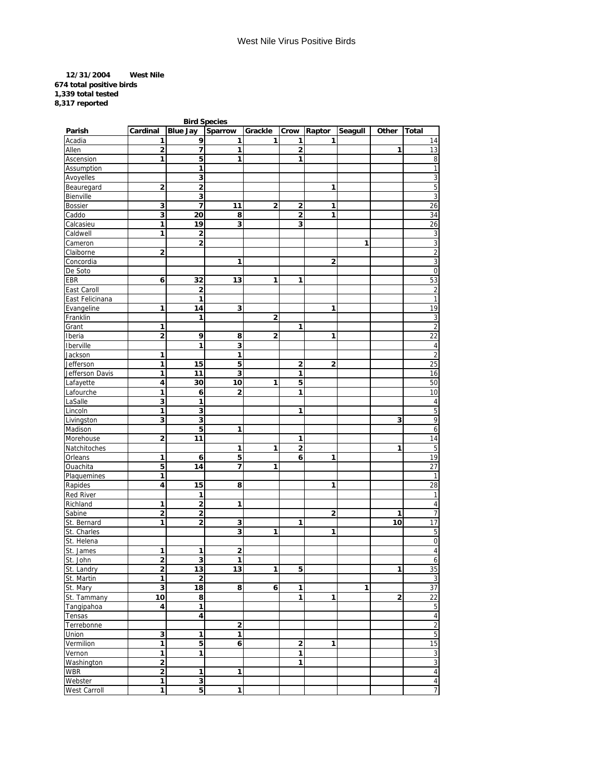West Nile Virus Positive Birds

**12/31/2004 West Nile**
**674 total positive birds**
**1,339 total tested**
**8,317 reported**

| | Bird Species | | | | | | | | |
|---|---|---|---|---|---|---|---|---|---|
| **Parish** | **Cardinal** | **Blue Jay** | **Sparrow** | **Grackle** | **Crow** | **Raptor** | **Seagull** | **Other** | **Total** |
| Acadia | 1 | 9 | 1 | 1 | 1 | 1 | | | 14 |
| Allen | 2 | 7 | 1 | | 2 | | | 1 | 13 |
| Ascension | 1 | 5 | 1 | | 1 | | | | 8 |
| Assumption | | 1 | | | | | | | 1 |
| Avoyelles | | 3 | | | | | | | 3 |
| Beauregard | 2 | 2 | | | | 1 | | | 5 |
| Bienville | | 3 | | | | | | | 3 |
| Bossier | 3 | 7 | 11 | 2 | 2 | 1 | | | 26 |
| Caddo | 3 | 20 | 8 | | 2 | 1 | | | 34 |
| Calcasieu | 1 | 19 | 3 | | 3 | | | | 26 |
| Caldwell | 1 | 2 | | | | | | | 3 |
| Cameron | | 2 | | | | | 1 | | 3 |
| Claiborne | 2 | | | | | | | | 2 |
| Concordia | | | 1 | | | 2 | | | 3 |
| De Soto | | | | | | | | | 0 |
| EBR | 6 | 32 | 13 | 1 | 1 | | | | 53 |
| East Caroll | | 2 | | | | | | | 2 |
| East Felicinana | | 1 | | | | | | | 1 |
| Evangeline | 1 | 14 | 3 | | | 1 | | | 19 |
| Franklin | | 1 | | 2 | | | | | 3 |
| Grant | 1 | | | | 1 | | | | 2 |
| Iberia | 2 | 9 | 8 | 2 | | 1 | | | 22 |
| Iberville | | 1 | 3 | | | | | | 4 |
| Jackson | 1 | | 1 | | | | | | 2 |
| Jefferson | 1 | 15 | 5 | | 2 | 2 | | | 25 |
| Jefferson Davis | 1 | 11 | 3 | | 1 | | | | 16 |
| Lafayette | 4 | 30 | 10 | 1 | 5 | | | | 50 |
| Lafourche | 1 | 6 | 2 | | 1 | | | | 10 |
| LaSalle | 3 | 1 | | | | | | | 4 |
| Lincoln | 1 | 3 | | | 1 | | | | 5 |
| Livingston | 3 | 3 | | | | | | 3 | 9 |
| Madison | | 5 | 1 | | | | | | 6 |
| Morehouse | 2 | 11 | | | 1 | | | | 14 |
| Natchitoches | | | 1 | 1 | 2 | | | 1 | 5 |
| Orleans | 1 | 6 | 5 | | 6 | 1 | | | 19 |
| Ouachita | 5 | 14 | 7 | 1 | | | | | 27 |
| Plaquemines | 1 | | | | | | | | 1 |
| Rapides | 4 | 15 | 8 | | | 1 | | | 28 |
| Red River | | 1 | | | | | | | 1 |
| Richland | 1 | 2 | 1 | | | | | | 4 |
| Sabine | 2 | 2 | | | | 2 | | 1 | 7 |
| St. Bernard | 1 | 2 | 3 | | 1 | | | 10 | 17 |
| St. Charles | | | 3 | 1 | | 1 | | | 5 |
| St. Helena | | | | | | | | | 0 |
| St. James | 1 | 1 | 2 | | | | | | 4 |
| St. John | 2 | 3 | 1 | | | | | | 6 |
| St. Landry | 2 | 13 | 13 | 1 | 5 | | | 1 | 35 |
| St. Martin | 1 | 2 | | | | | | | 3 |
| St. Mary | 3 | 18 | 8 | 6 | 1 | | 1 | | 37 |
| St. Tammany | 10 | 8 | | | 1 | 1 | | 2 | 22 |
| Tangipahoa | 4 | 1 | | | | | | | 5 |
| Tensas | | 4 | | | | | | | 4 |
| Terrebonne | | | 2 | | | | | | 2 |
| Union | 3 | 1 | 1 | | | | | | 5 |
| Vermilion | 1 | 5 | 6 | | 2 | 1 | | | 15 |
| Vernon | 1 | 1 | | | 1 | | | | 3 |
| Washington | 2 | | | | 1 | | | | 3 |
| WBR | 2 | 1 | 1 | | | | | | 4 |
| Webster | 1 | 3 | | | | | | | 4 |
| West Carroll | 1 | 5 | 1 | | | | | | 7 |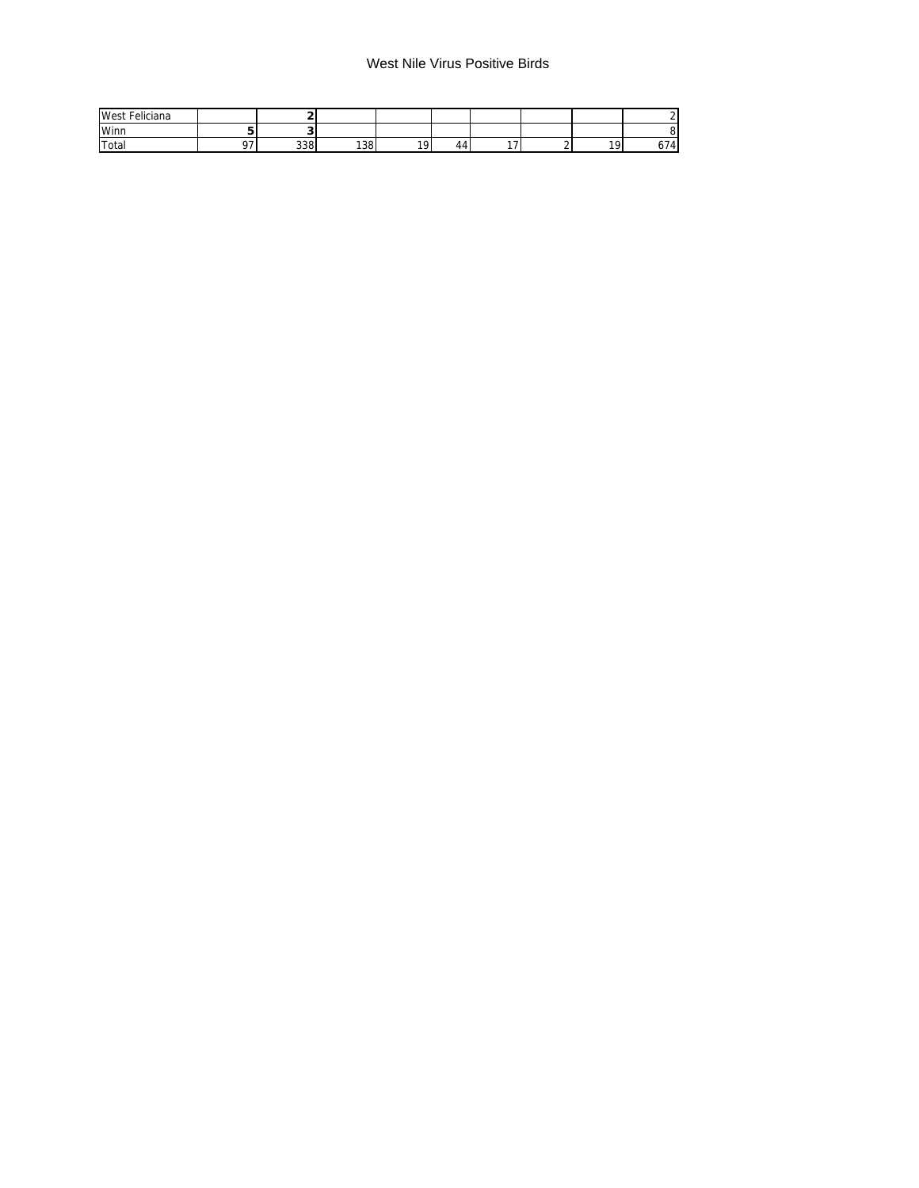West Nile Virus Positive Birds

| | | | | | | | | | |
|---|---|---|---|---|---|---|---|---|---|
| West Feliciana | | **2** | | | | | | | 2 |
| Winn | **5** | **3** | | | | | | | 8 |
| Total | 97 | 338 | 138 | 19 | 44 | 17 | 2 | 19 | 674 |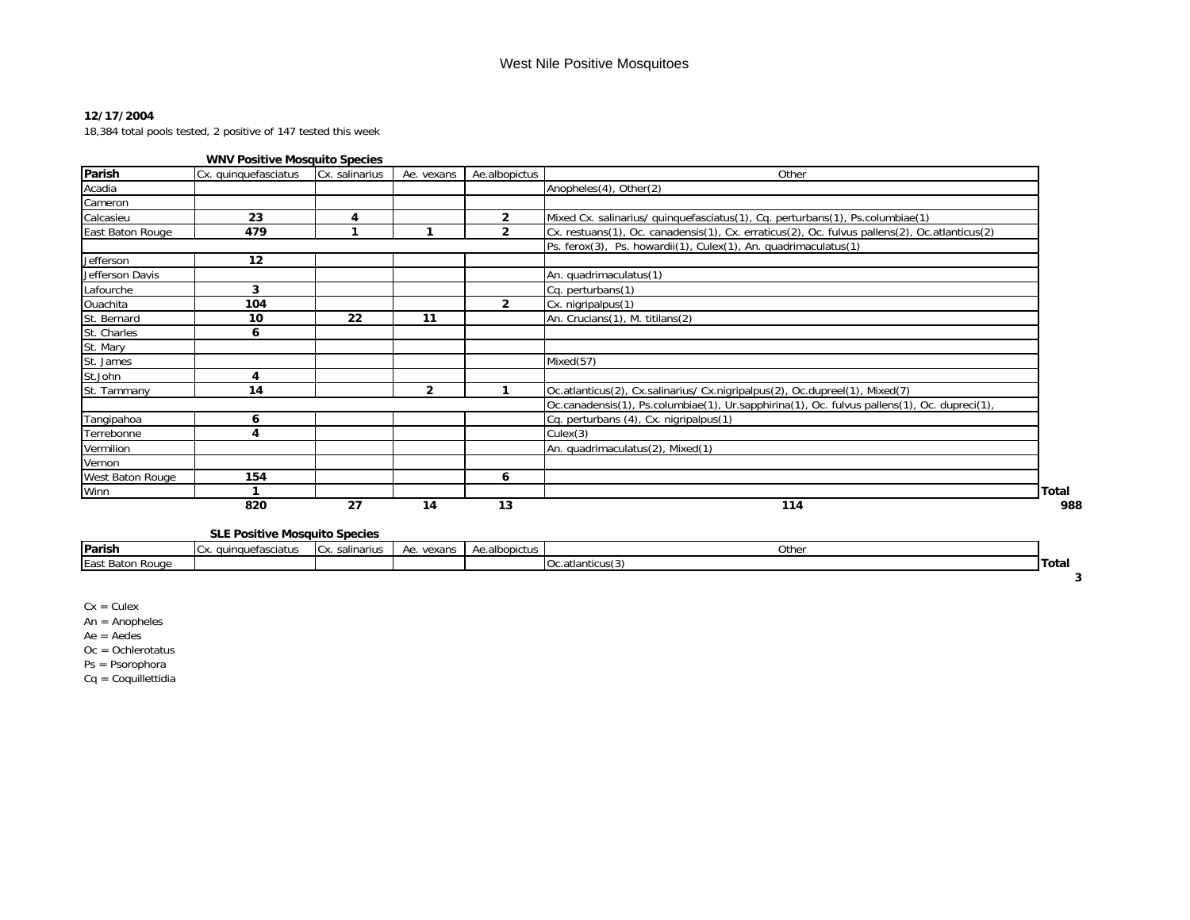# West Nile Positive Mosquitoes

**12/17/2004**

18,384 total pools tested, 2 positive of 147 tested this week

**WNV Positive Mosquito Species**

| Parish | Cx. quinquefasciatus | Cx. salinarius | Ae. vexans | Ae.albopictus | Other | |
|---|---|---|---|---|---|---|
| Acadia | | | | | Anopheles(4), Other(2) | |
| Cameron | | | | | | |
| Calcasieu | **23** | **4** | | **2** | Mixed Cx. salinarius/ quinquefasciatus(1), Cq. perturbans(1), Ps.columbiae(1) | |
| East Baton Rouge | **479** | **1** | **1** | **2** | Cx. restuans(1), Oc. canadensis(1), Cx. erraticus(2), Oc. fulvus pallens(2), Oc.atlanticus(2) | |
| | | | | | Ps. ferox(3), Ps. howardii(1), Culex(1), An. quadrimaculatus(1) | |
| Jefferson | **12** | | | | | |
| Jefferson Davis | | | | | An. quadrimaculatus(1) | |
| Lafourche | **3** | | | | Cq. perturbans(1) | |
| Ouachita | **104** | | | **2** | Cx. nigripalpus(1) | |
| St. Bernard | **10** | **22** | **11** | | An. Crucians(1), M. titilans(2) | |
| St. Charles | **6** | | | | | |
| St. Mary | | | | | | |
| St. James | | | | | Mixed(57) | |
| St.John | **4** | | | | | |
| St. Tammany | **14** | | **2** | **1** | Oc.atlanticus(2), Cx.salinarius/ Cx.nigripalpus(2), Oc.dupreel(1), Mixed(7) | |
| | | | | | Oc.canadensis(1), Ps.columbiae(1), Ur.sapphirina(1), Oc. fulvus pallens(1), Oc. dupreci(1), | |
| Tangipahoa | **6** | | | | Cq. perturbans (4), Cx. nigripalpus(1) | |
| Terrebonne | **4** | | | | Culex(3) | |
| Vermilion | | | | | An. quadrimaculatus(2), Mixed(1) | |
| Vernon | | | | | | |
| West Baton Rouge | **154** | | | **6** | | |
| Winn | **1** | | | | | **Total** |
| | **820** | **27** | **14** | **13** | **114** | **988** |

**SLE Positive Mosquito Species**

| Parish | Cx. quinquefasciatus | Cx. salinarius | Ae. vexans | Ae.albopictus | Other | |
|---|---|---|---|---|---|---|
| East Baton Rouge | | | | | Oc.atlanticus(3) | **Total** |
| | | | | | | **3** |

Cx = Culex
An = Anopheles
Ae = Aedes
Oc = Ochlerotatus
Ps = Psorophora
Cq = Coquillettidia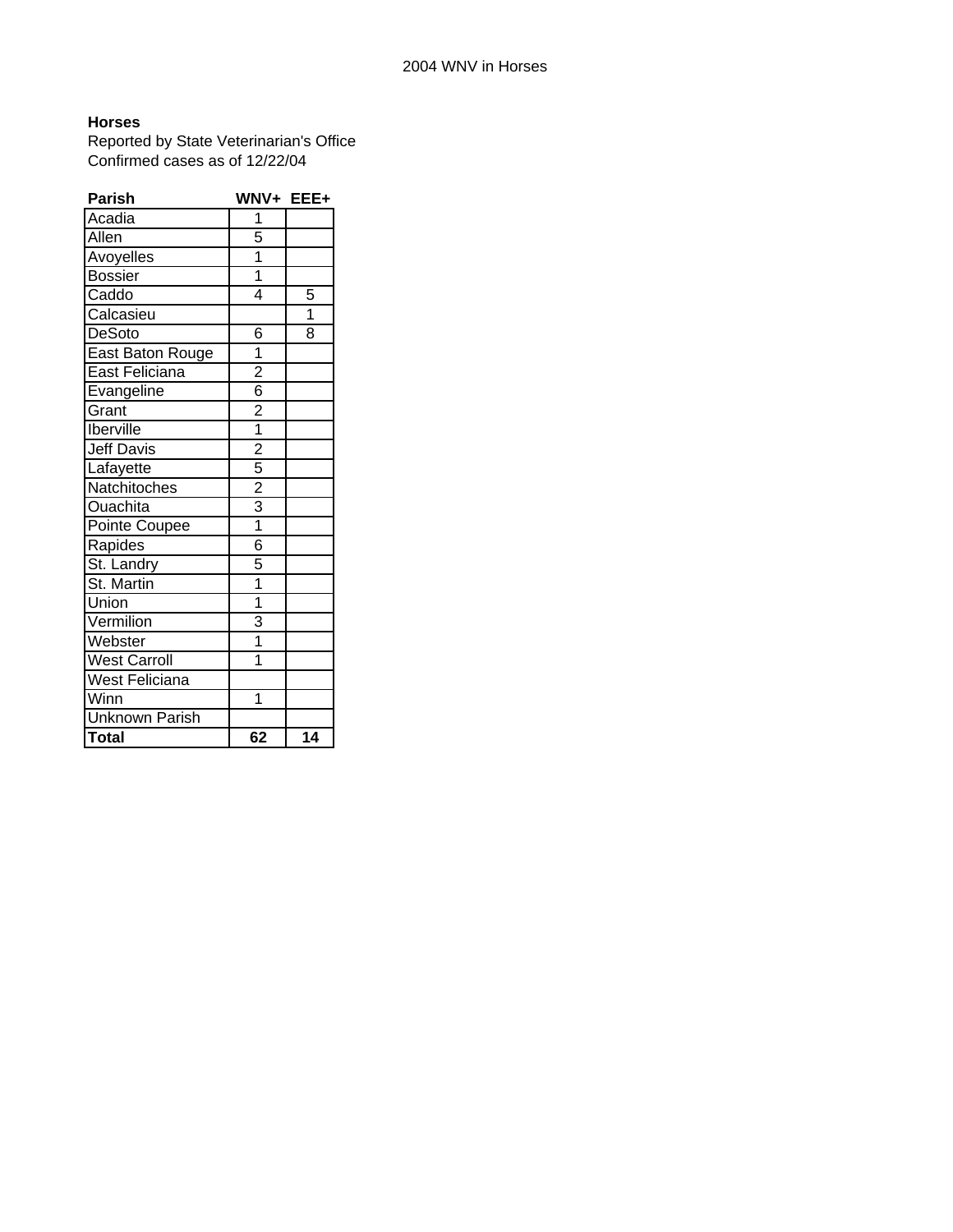2004 WNV in Horses

**Horses**
Reported by State Veterinarian's Office
Confirmed cases as of 12/22/04

| Parish | WNV+ | EEE+ |
|---|---|---|
| Acadia | 1 | |
| Allen | 5 | |
| Avoyelles | 1 | |
| Bossier | 1 | |
| Caddo | 4 | 5 |
| Calcasieu | | 1 |
| DeSoto | 6 | 8 |
| East Baton Rouge | 1 | |
| East Feliciana | 2 | |
| Evangeline | 6 | |
| Grant | 2 | |
| Iberville | 1 | |
| Jeff Davis | 2 | |
| Lafayette | 5 | |
| Natchitoches | 2 | |
| Ouachita | 3 | |
| Pointe Coupee | 1 | |
| Rapides | 6 | |
| St. Landry | 5 | |
| St. Martin | 1 | |
| Union | 1 | |
| Vermilion | 3 | |
| Webster | 1 | |
| West Carroll | 1 | |
| West Feliciana | | |
| Winn | 1 | |
| Unknown Parish | | |
| **Total** | **62** | **14** |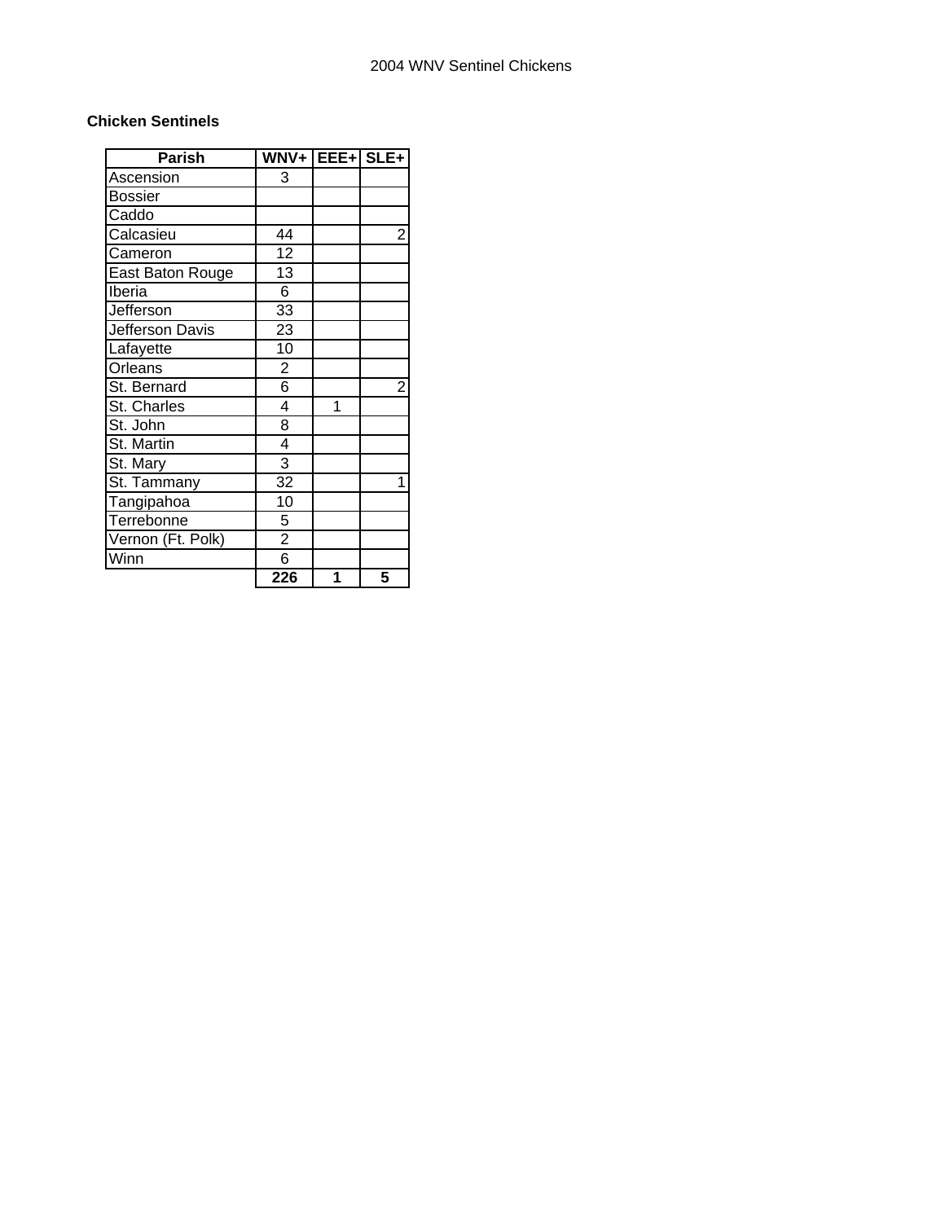# 2004 WNV Sentinel Chickens

**Chicken Sentinels**

| Parish | WNV+ | EEE+ | SLE+ |
|---|---|---|---|
| Ascension | 3 | | |
| Bossier | | | |
| Caddo | | | |
| Calcasieu | 44 | | 2 |
| Cameron | 12 | | |
| East Baton Rouge | 13 | | |
| Iberia | 6 | | |
| Jefferson | 33 | | |
| Jefferson Davis | 23 | | |
| Lafayette | 10 | | |
| Orleans | 2 | | |
| St. Bernard | 6 | | 2 |
| St. Charles | 4 | 1 | |
| St. John | 8 | | |
| St. Martin | 4 | | |
| St. Mary | 3 | | |
| St. Tammany | 32 | | 1 |
| Tangipahoa | 10 | | |
| Terrebonne | 5 | | |
| Vernon (Ft. Polk) | 2 | | |
| Winn | 6 | | |
| | **226** | **1** | **5** |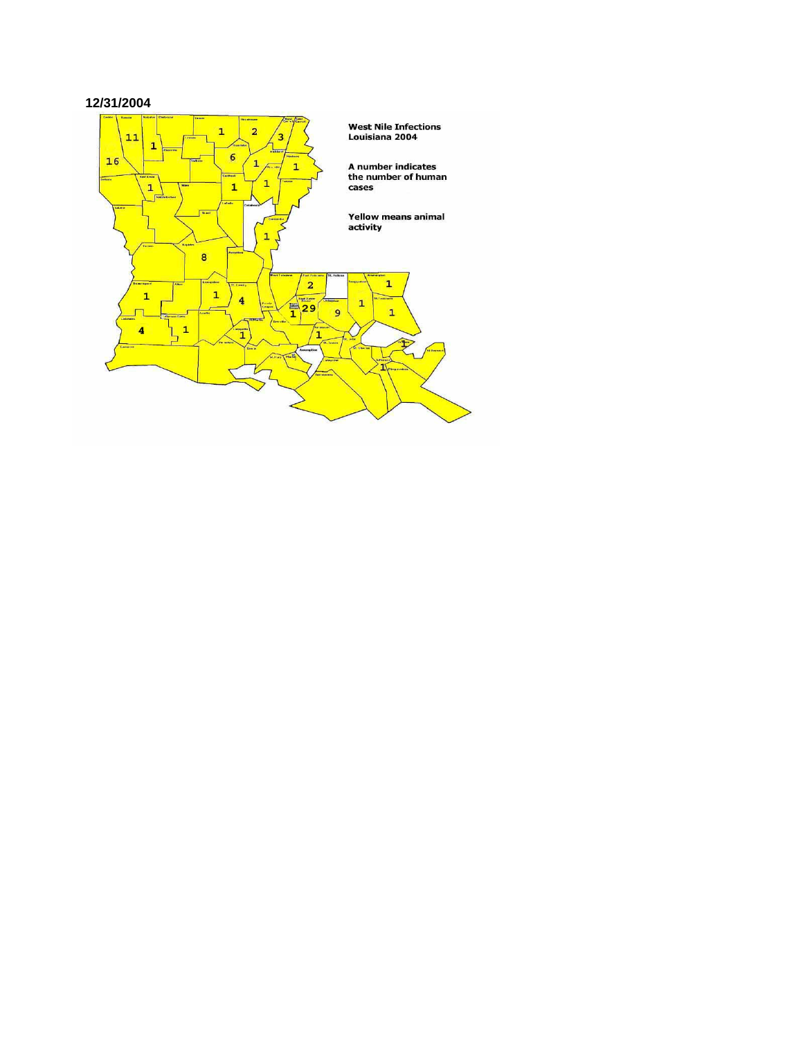12/31/2004

**West Nile Infections Louisiana 2004**

**A number indicates the number of human cases**

**Yellow means animal activity**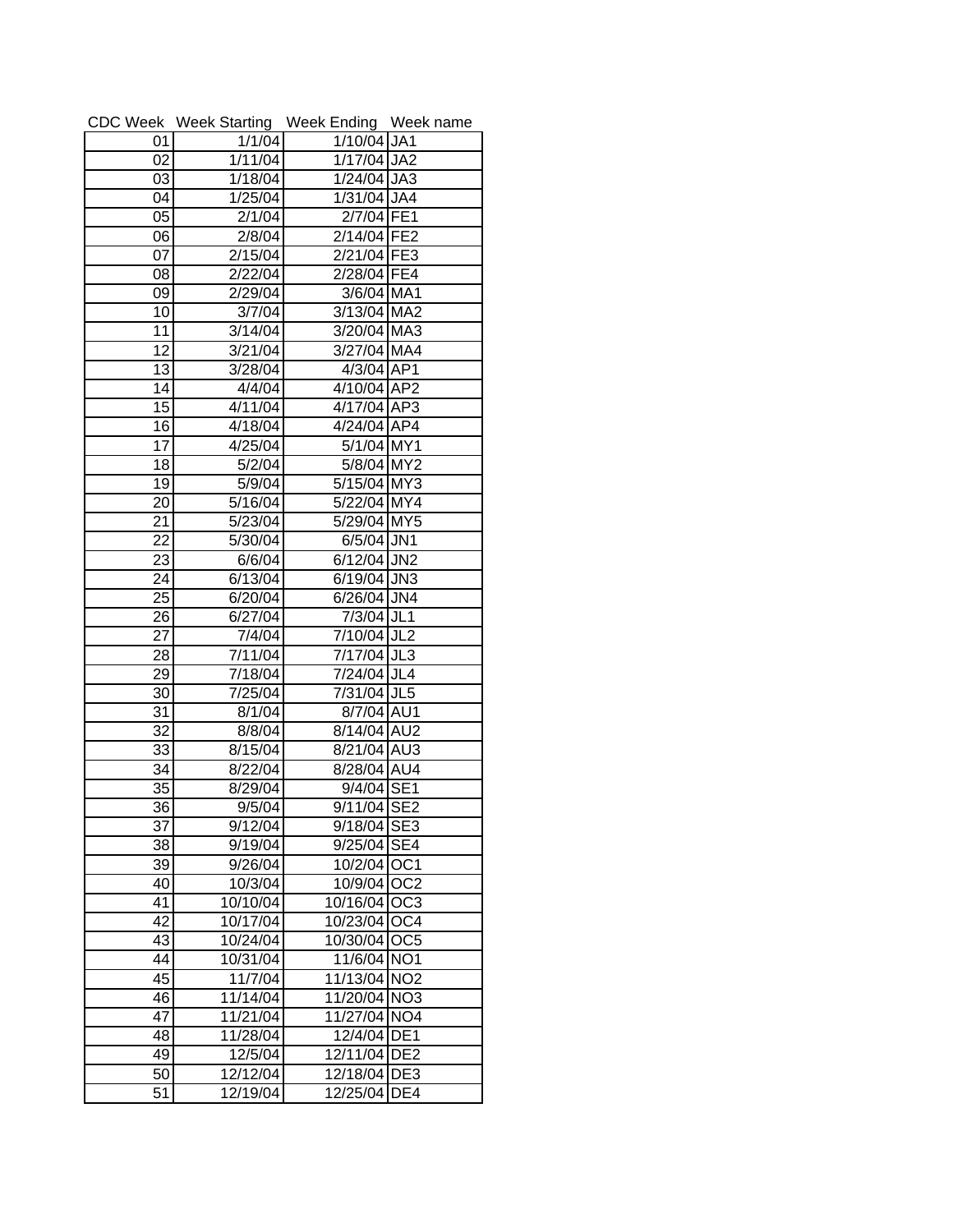| CDC Week | Week Starting | Week Ending | Week name |
|---|---|---|---|
| 01 | 1/1/04 | 1/10/04 | JA1 |
| 02 | 1/11/04 | 1/17/04 | JA2 |
| 03 | 1/18/04 | 1/24/04 | JA3 |
| 04 | 1/25/04 | 1/31/04 | JA4 |
| 05 | 2/1/04 | 2/7/04 | FE1 |
| 06 | 2/8/04 | 2/14/04 | FE2 |
| 07 | 2/15/04 | 2/21/04 | FE3 |
| 08 | 2/22/04 | 2/28/04 | FE4 |
| 09 | 2/29/04 | 3/6/04 | MA1 |
| 10 | 3/7/04 | 3/13/04 | MA2 |
| 11 | 3/14/04 | 3/20/04 | MA3 |
| 12 | 3/21/04 | 3/27/04 | MA4 |
| 13 | 3/28/04 | 4/3/04 | AP1 |
| 14 | 4/4/04 | 4/10/04 | AP2 |
| 15 | 4/11/04 | 4/17/04 | AP3 |
| 16 | 4/18/04 | 4/24/04 | AP4 |
| 17 | 4/25/04 | 5/1/04 | MY1 |
| 18 | 5/2/04 | 5/8/04 | MY2 |
| 19 | 5/9/04 | 5/15/04 | MY3 |
| 20 | 5/16/04 | 5/22/04 | MY4 |
| 21 | 5/23/04 | 5/29/04 | MY5 |
| 22 | 5/30/04 | 6/5/04 | JN1 |
| 23 | 6/6/04 | 6/12/04 | JN2 |
| 24 | 6/13/04 | 6/19/04 | JN3 |
| 25 | 6/20/04 | 6/26/04 | JN4 |
| 26 | 6/27/04 | 7/3/04 | JL1 |
| 27 | 7/4/04 | 7/10/04 | JL2 |
| 28 | 7/11/04 | 7/17/04 | JL3 |
| 29 | 7/18/04 | 7/24/04 | JL4 |
| 30 | 7/25/04 | 7/31/04 | JL5 |
| 31 | 8/1/04 | 8/7/04 | AU1 |
| 32 | 8/8/04 | 8/14/04 | AU2 |
| 33 | 8/15/04 | 8/21/04 | AU3 |
| 34 | 8/22/04 | 8/28/04 | AU4 |
| 35 | 8/29/04 | 9/4/04 | SE1 |
| 36 | 9/5/04 | 9/11/04 | SE2 |
| 37 | 9/12/04 | 9/18/04 | SE3 |
| 38 | 9/19/04 | 9/25/04 | SE4 |
| 39 | 9/26/04 | 10/2/04 | OC1 |
| 40 | 10/3/04 | 10/9/04 | OC2 |
| 41 | 10/10/04 | 10/16/04 | OC3 |
| 42 | 10/17/04 | 10/23/04 | OC4 |
| 43 | 10/24/04 | 10/30/04 | OC5 |
| 44 | 10/31/04 | 11/6/04 | NO1 |
| 45 | 11/7/04 | 11/13/04 | NO2 |
| 46 | 11/14/04 | 11/20/04 | NO3 |
| 47 | 11/21/04 | 11/27/04 | NO4 |
| 48 | 11/28/04 | 12/4/04 | DE1 |
| 49 | 12/5/04 | 12/11/04 | DE2 |
| 50 | 12/12/04 | 12/18/04 | DE3 |
| 51 | 12/19/04 | 12/25/04 | DE4 |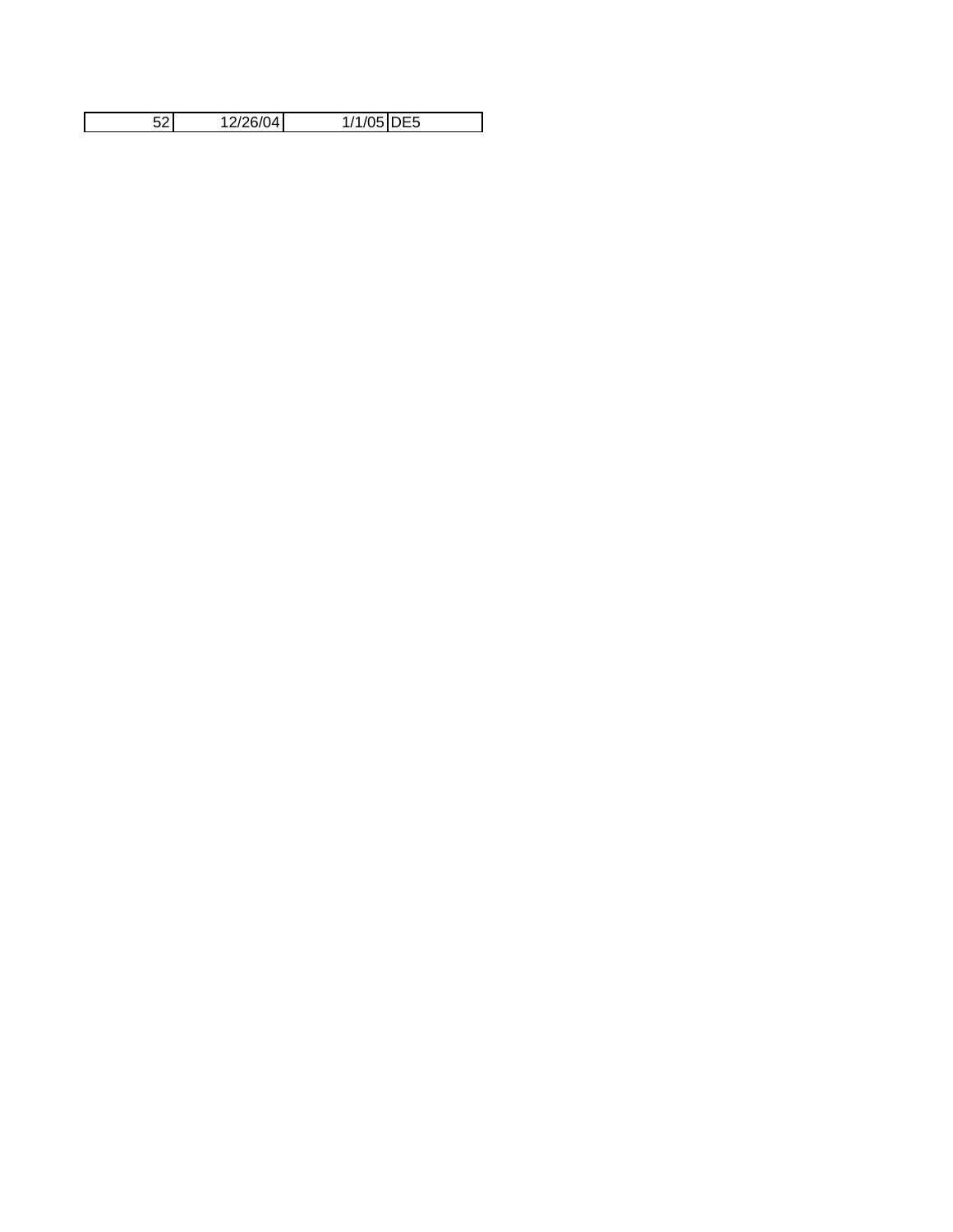| | | | |
|---|---|---|---|
| 52 | 12/26/04 | 1/1/05 | DE5 |